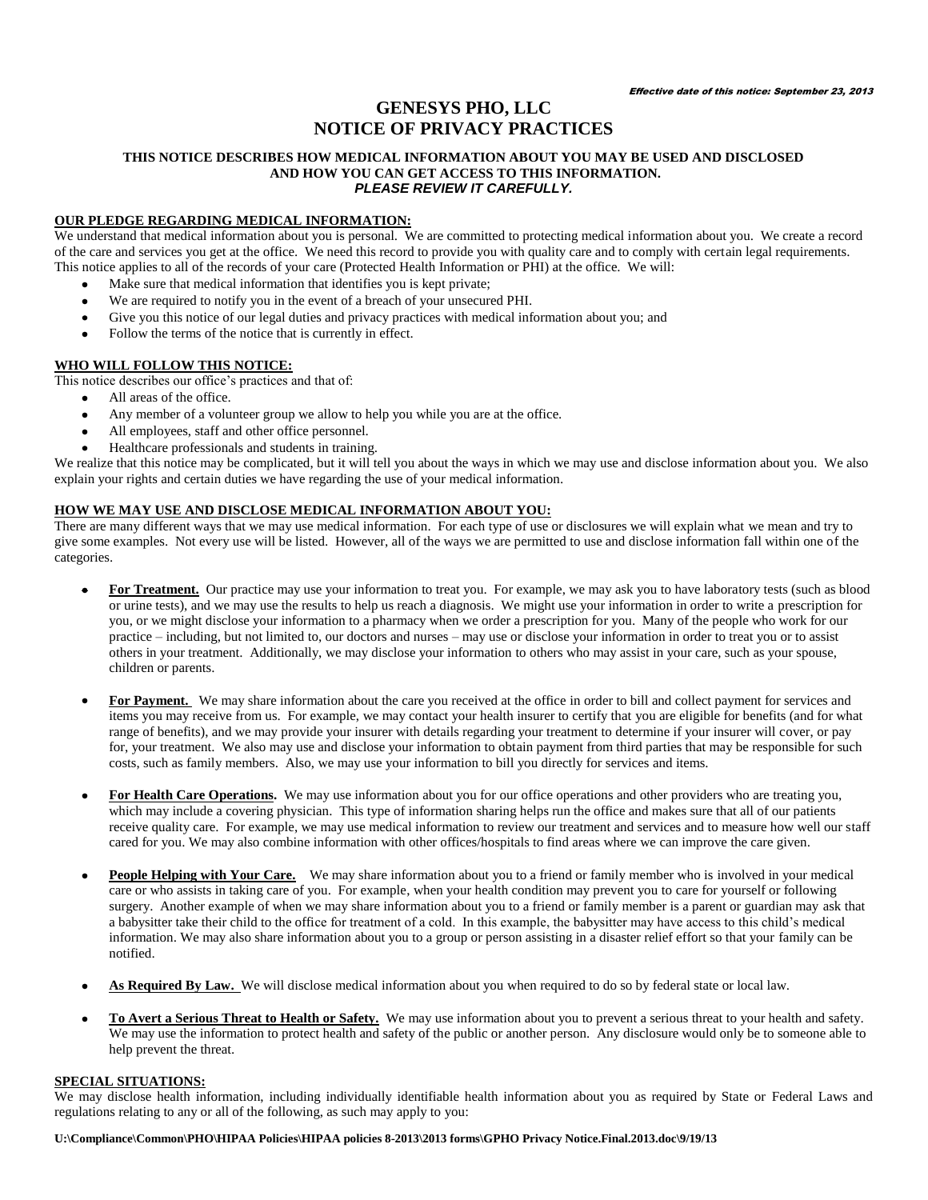*Effective date of this notice: September 23, 2013*

# GENESYS PHO, LLC
# NOTICE OF PRIVACY PRACTICES

**THIS NOTICE DESCRIBES HOW MEDICAL INFORMATION ABOUT YOU MAY BE USED AND DISCLOSED AND HOW YOU CAN GET ACCESS TO THIS INFORMATION.**
***PLEASE REVIEW IT CAREFULLY.***

## OUR PLEDGE REGARDING MEDICAL INFORMATION:

We understand that medical information about you is personal. We are committed to protecting medical information about you. We create a record of the care and services you get at the office. We need this record to provide you with quality care and to comply with certain legal requirements. This notice applies to all of the records of your care (Protected Health Information or PHI) at the office. We will:

- Make sure that medical information that identifies you is kept private;
- We are required to notify you in the event of a breach of your unsecured PHI.
- Give you this notice of our legal duties and privacy practices with medical information about you; and
- Follow the terms of the notice that is currently in effect.

## WHO WILL FOLLOW THIS NOTICE:

This notice describes our office's practices and that of:

- All areas of the office.
- Any member of a volunteer group we allow to help you while you are at the office.
- All employees, staff and other office personnel.
- Healthcare professionals and students in training.

We realize that this notice may be complicated, but it will tell you about the ways in which we may use and disclose information about you. We also explain your rights and certain duties we have regarding the use of your medical information.

## HOW WE MAY USE AND DISCLOSE MEDICAL INFORMATION ABOUT YOU:

There are many different ways that we may use medical information. For each type of use or disclosures we will explain what we mean and try to give some examples. Not every use will be listed. However, all of the ways we are permitted to use and disclose information fall within one of the categories.

- **For Treatment.** Our practice may use your information to treat you. For example, we may ask you to have laboratory tests (such as blood or urine tests), and we may use the results to help us reach a diagnosis. We might use your information in order to write a prescription for you, or we might disclose your information to a pharmacy when we order a prescription for you. Many of the people who work for our practice – including, but not limited to, our doctors and nurses – may use or disclose your information in order to treat you or to assist others in your treatment. Additionally, we may disclose your information to others who may assist in your care, such as your spouse, children or parents.

- **For Payment.** We may share information about the care you received at the office in order to bill and collect payment for services and items you may receive from us. For example, we may contact your health insurer to certify that you are eligible for benefits (and for what range of benefits), and we may provide your insurer with details regarding your treatment to determine if your insurer will cover, or pay for, your treatment. We also may use and disclose your information to obtain payment from third parties that may be responsible for such costs, such as family members. Also, we may use your information to bill you directly for services and items.

- **For Health Care Operations.** We may use information about you for our office operations and other providers who are treating you, which may include a covering physician. This type of information sharing helps run the office and makes sure that all of our patients receive quality care. For example, we may use medical information to review our treatment and services and to measure how well our staff cared for you. We may also combine information with other offices/hospitals to find areas where we can improve the care given.

- **People Helping with Your Care.** We may share information about you to a friend or family member who is involved in your medical care or who assists in taking care of you. For example, when your health condition may prevent you to care for yourself or following surgery. Another example of when we may share information about you to a friend or family member is a parent or guardian may ask that a babysitter take their child to the office for treatment of a cold. In this example, the babysitter may have access to this child's medical information. We may also share information about you to a group or person assisting in a disaster relief effort so that your family can be notified.

- **As Required By Law.** We will disclose medical information about you when required to do so by federal state or local law.

- **To Avert a Serious Threat to Health or Safety.** We may use information about you to prevent a serious threat to your health and safety. We may use the information to protect health and safety of the public or another person. Any disclosure would only be to someone able to help prevent the threat.

## SPECIAL SITUATIONS:

We may disclose health information, including individually identifiable health information about you as required by State or Federal Laws and regulations relating to any or all of the following, as such may apply to you:

**U:\Compliance\Common\PHO\HIPAA Policies\HIPAA policies 8-2013\2013 forms\GPHO Privacy Notice.Final.2013.doc\9/19/13**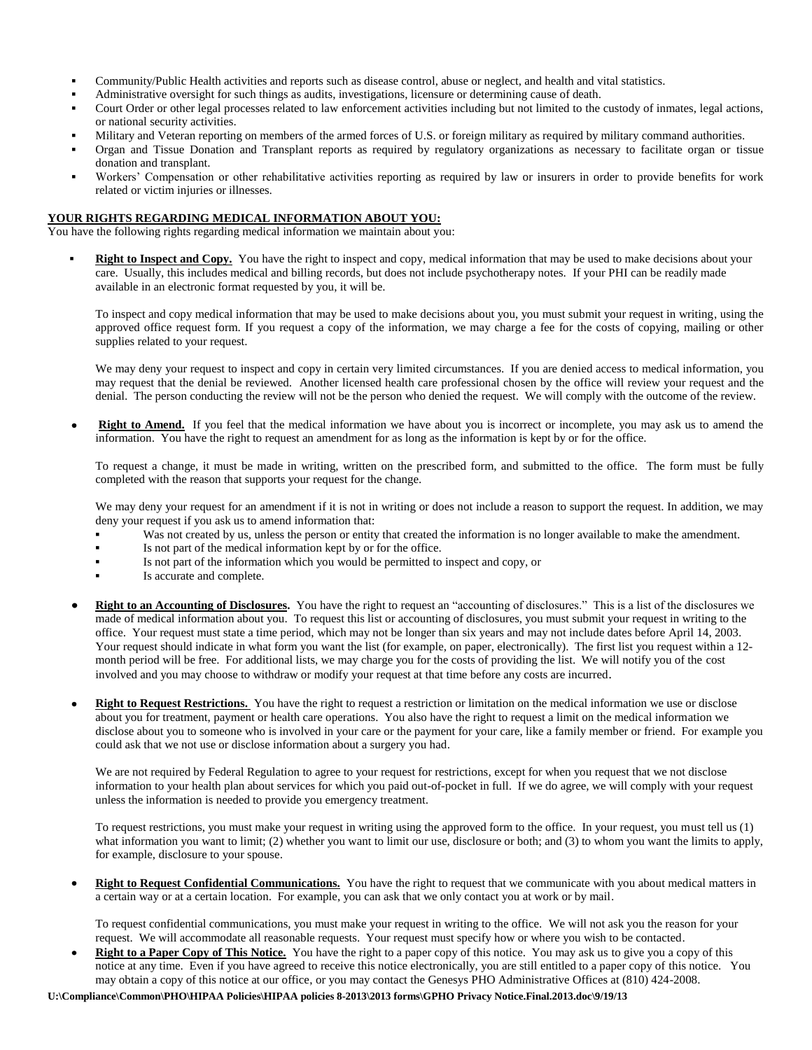- Community/Public Health activities and reports such as disease control, abuse or neglect, and health and vital statistics.
- Administrative oversight for such things as audits, investigations, licensure or determining cause of death.
- Court Order or other legal processes related to law enforcement activities including but not limited to the custody of inmates, legal actions, or national security activities.
- Military and Veteran reporting on members of the armed forces of U.S. or foreign military as required by military command authorities.
- Organ and Tissue Donation and Transplant reports as required by regulatory organizations as necessary to facilitate organ or tissue donation and transplant.
- Workers' Compensation or other rehabilitative activities reporting as required by law or insurers in order to provide benefits for work related or victim injuries or illnesses.

**YOUR RIGHTS REGARDING MEDICAL INFORMATION ABOUT YOU:**

You have the following rights regarding medical information we maintain about you:

- **Right to Inspect and Copy.** You have the right to inspect and copy, medical information that may be used to make decisions about your care. Usually, this includes medical and billing records, but does not include psychotherapy notes. If your PHI can be readily made available in an electronic format requested by you, it will be.

  To inspect and copy medical information that may be used to make decisions about you, you must submit your request in writing, using the approved office request form. If you request a copy of the information, we may charge a fee for the costs of copying, mailing or other supplies related to your request.

  We may deny your request to inspect and copy in certain very limited circumstances. If you are denied access to medical information, you may request that the denial be reviewed. Another licensed health care professional chosen by the office will review your request and the denial. The person conducting the review will not be the person who denied the request. We will comply with the outcome of the review.

- **Right to Amend.** If you feel that the medical information we have about you is incorrect or incomplete, you may ask us to amend the information. You have the right to request an amendment for as long as the information is kept by or for the office.

  To request a change, it must be made in writing, written on the prescribed form, and submitted to the office. The form must be fully completed with the reason that supports your request for the change.

  We may deny your request for an amendment if it is not in writing or does not include a reason to support the request. In addition, we may deny your request if you ask us to amend information that:
  - Was not created by us, unless the person or entity that created the information is no longer available to make the amendment.
  - Is not part of the medical information kept by or for the office.
  - Is not part of the information which you would be permitted to inspect and copy, or
  - Is accurate and complete.

- **Right to an Accounting of Disclosures.** You have the right to request an "accounting of disclosures." This is a list of the disclosures we made of medical information about you. To request this list or accounting of disclosures, you must submit your request in writing to the office. Your request must state a time period, which may not be longer than six years and may not include dates before April 14, 2003. Your request should indicate in what form you want the list (for example, on paper, electronically). The first list you request within a 12-month period will be free. For additional lists, we may charge you for the costs of providing the list. We will notify you of the cost involved and you may choose to withdraw or modify your request at that time before any costs are incurred.

- **Right to Request Restrictions.** You have the right to request a restriction or limitation on the medical information we use or disclose about you for treatment, payment or health care operations. You also have the right to request a limit on the medical information we disclose about you to someone who is involved in your care or the payment for your care, like a family member or friend. For example you could ask that we not use or disclose information about a surgery you had.

  We are not required by Federal Regulation to agree to your request for restrictions, except for when you request that we not disclose information to your health plan about services for which you paid out-of-pocket in full. If we do agree, we will comply with your request unless the information is needed to provide you emergency treatment.

  To request restrictions, you must make your request in writing using the approved form to the office. In your request, you must tell us (1) what information you want to limit; (2) whether you want to limit our use, disclosure or both; and (3) to whom you want the limits to apply, for example, disclosure to your spouse.

- **Right to Request Confidential Communications.** You have the right to request that we communicate with you about medical matters in a certain way or at a certain location. For example, you can ask that we only contact you at work or by mail.

  To request confidential communications, you must make your request in writing to the office. We will not ask you the reason for your request. We will accommodate all reasonable requests. Your request must specify how or where you wish to be contacted.

- **Right to a Paper Copy of This Notice.** You have the right to a paper copy of this notice. You may ask us to give you a copy of this notice at any time. Even if you have agreed to receive this notice electronically, you are still entitled to a paper copy of this notice. You may obtain a copy of this notice at our office, or you may contact the Genesys PHO Administrative Offices at (810) 424-2008.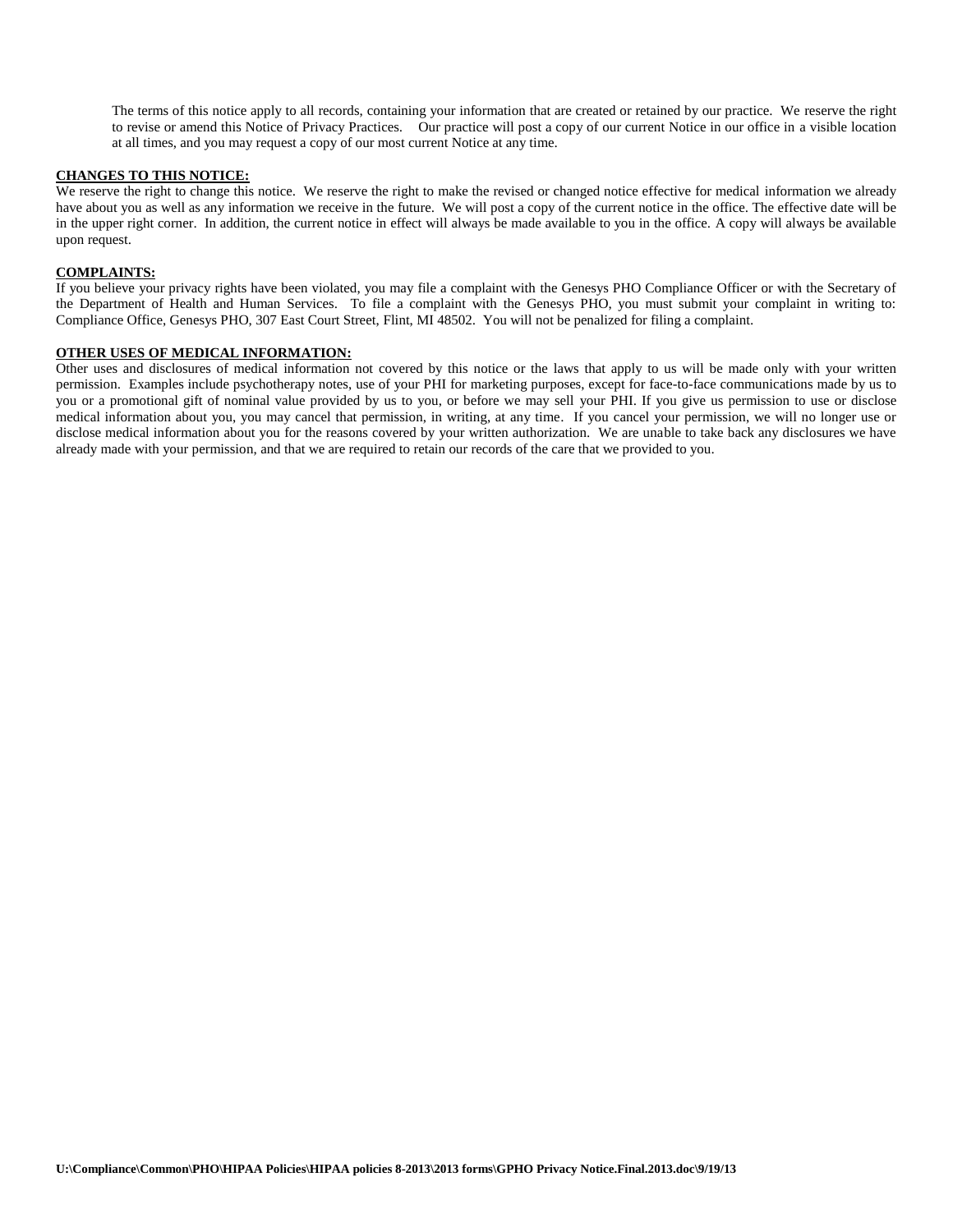The terms of this notice apply to all records, containing your information that are created or retained by our practice. We reserve the right to revise or amend this Notice of Privacy Practices. Our practice will post a copy of our current Notice in our office in a visible location at all times, and you may request a copy of our most current Notice at any time.

**CHANGES TO THIS NOTICE:**

We reserve the right to change this notice. We reserve the right to make the revised or changed notice effective for medical information we already have about you as well as any information we receive in the future. We will post a copy of the current notice in the office. The effective date will be in the upper right corner. In addition, the current notice in effect will always be made available to you in the office. A copy will always be available upon request.

**COMPLAINTS:**

If you believe your privacy rights have been violated, you may file a complaint with the Genesys PHO Compliance Officer or with the Secretary of the Department of Health and Human Services. To file a complaint with the Genesys PHO, you must submit your complaint in writing to: Compliance Office, Genesys PHO, 307 East Court Street, Flint, MI 48502. You will not be penalized for filing a complaint.

**OTHER USES OF MEDICAL INFORMATION:**

Other uses and disclosures of medical information not covered by this notice or the laws that apply to us will be made only with your written permission. Examples include psychotherapy notes, use of your PHI for marketing purposes, except for face-to-face communications made by us to you or a promotional gift of nominal value provided by us to you, or before we may sell your PHI. If you give us permission to use or disclose medical information about you, you may cancel that permission, in writing, at any time. If you cancel your permission, we will no longer use or disclose medical information about you for the reasons covered by your written authorization. We are unable to take back any disclosures we have already made with your permission, and that we are required to retain our records of the care that we provided to you.